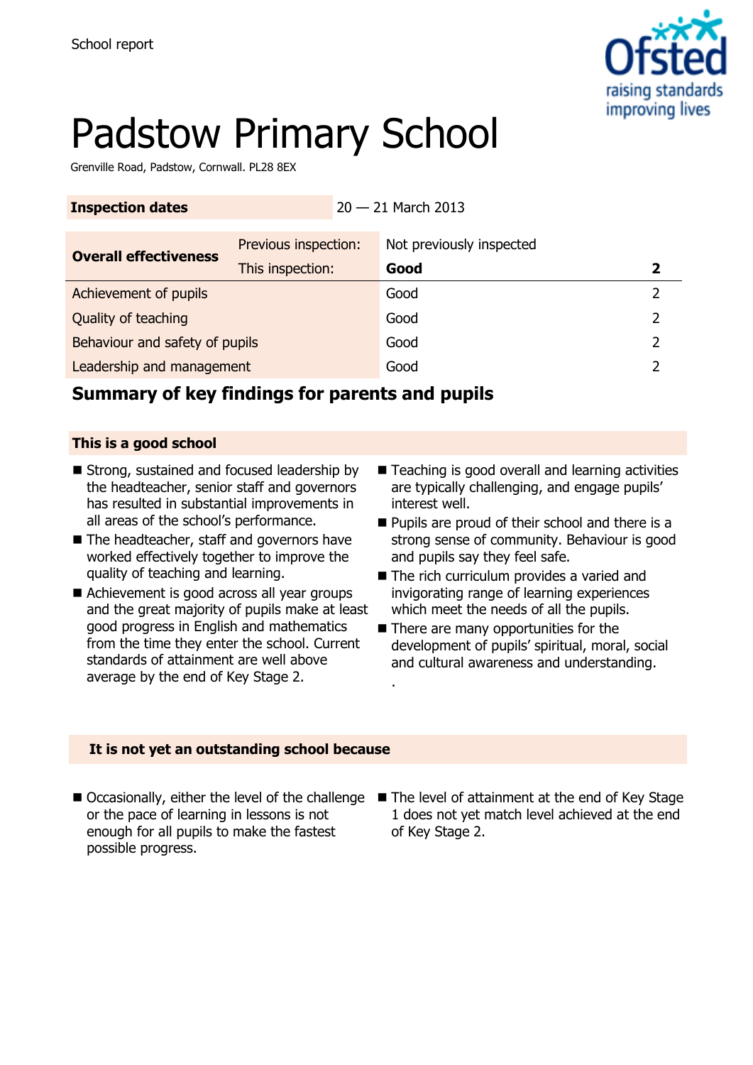School report

# Padstow Primary School

Grenville Road, Padstow, Cornwall. PL28 8EX

| Inspection dates | 20 — 21 March 2013 | | |
|---|---|---|---|
| **Overall effectiveness** | Previous inspection: | Not previously inspected | |
| | This inspection: | **Good** | **2** |
| Achievement of pupils | | Good | 2 |
| Quality of teaching | | Good | 2 |
| Behaviour and safety of pupils | | Good | 2 |
| Leadership and management | | Good | 2 |

## Summary of key findings for parents and pupils

### This is a good school

- Strong, sustained and focused leadership by the headteacher, senior staff and governors has resulted in substantial improvements in all areas of the school's performance.
- The headteacher, staff and governors have worked effectively together to improve the quality of teaching and learning.
- Achievement is good across all year groups and the great majority of pupils make at least good progress in English and mathematics from the time they enter the school. Current standards of attainment are well above average by the end of Key Stage 2.
- Teaching is good overall and learning activities are typically challenging, and engage pupils' interest well.
- Pupils are proud of their school and there is a strong sense of community. Behaviour is good and pupils say they feel safe.
- The rich curriculum provides a varied and invigorating range of learning experiences which meet the needs of all the pupils.
- There are many opportunities for the development of pupils' spiritual, moral, social and cultural awareness and understanding.

### It is not yet an outstanding school because

- Occasionally, either the level of the challenge or the pace of learning in lessons is not enough for all pupils to make the fastest possible progress.
- The level of attainment at the end of Key Stage 1 does not yet match level achieved at the end of Key Stage 2.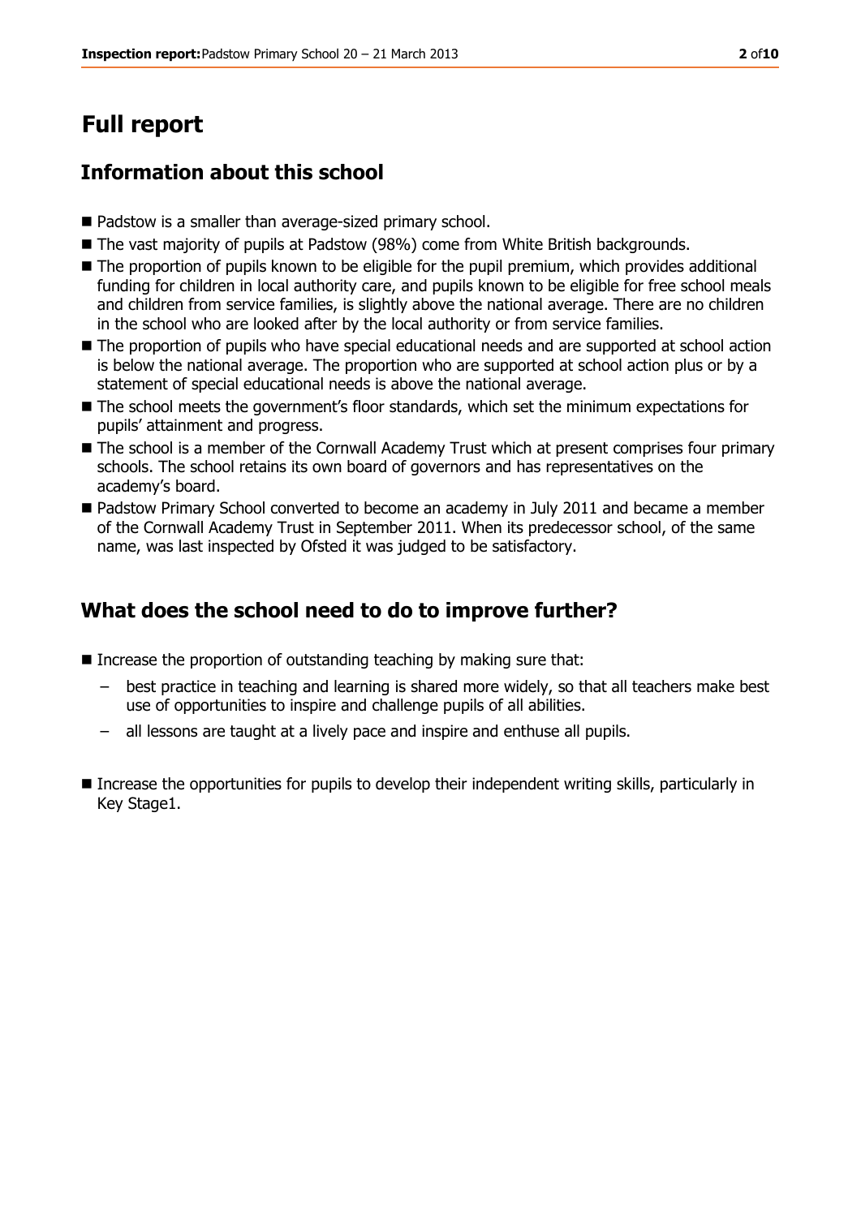# Full report

## Information about this school

- Padstow is a smaller than average-sized primary school.
- The vast majority of pupils at Padstow (98%) come from White British backgrounds.
- The proportion of pupils known to be eligible for the pupil premium, which provides additional funding for children in local authority care, and pupils known to be eligible for free school meals and children from service families, is slightly above the national average. There are no children in the school who are looked after by the local authority or from service families.
- The proportion of pupils who have special educational needs and are supported at school action is below the national average. The proportion who are supported at school action plus or by a statement of special educational needs is above the national average.
- The school meets the government's floor standards, which set the minimum expectations for pupils' attainment and progress.
- The school is a member of the Cornwall Academy Trust which at present comprises four primary schools. The school retains its own board of governors and has representatives on the academy's board.
- Padstow Primary School converted to become an academy in July 2011 and became a member of the Cornwall Academy Trust in September 2011. When its predecessor school, of the same name, was last inspected by Ofsted it was judged to be satisfactory.

## What does the school need to do to improve further?

- Increase the proportion of outstanding teaching by making sure that:
  - best practice in teaching and learning is shared more widely, so that all teachers make best use of opportunities to inspire and challenge pupils of all abilities.
  - all lessons are taught at a lively pace and inspire and enthuse all pupils.
- Increase the opportunities for pupils to develop their independent writing skills, particularly in Key Stage1.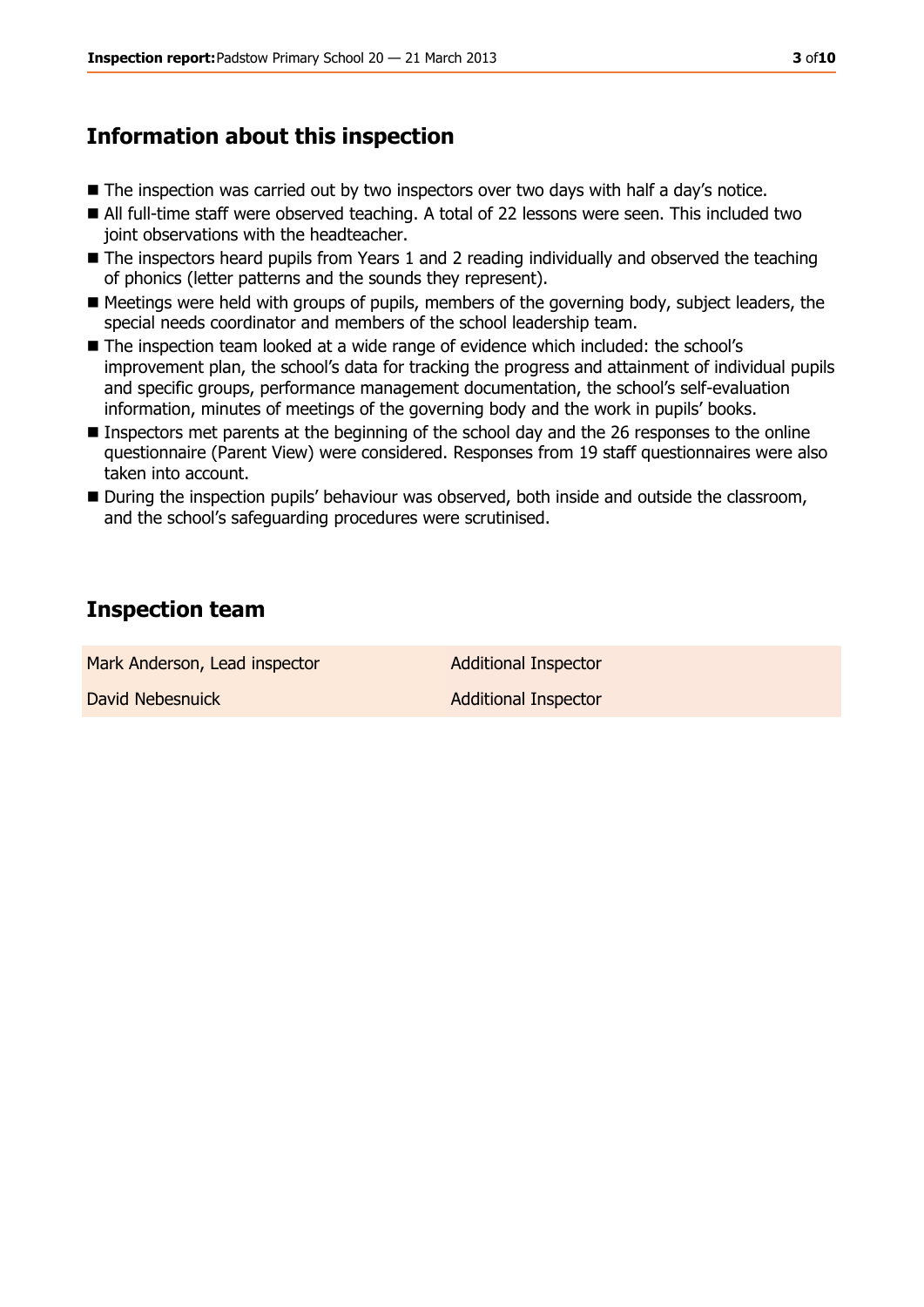## Information about this inspection

- The inspection was carried out by two inspectors over two days with half a day's notice.
- All full-time staff were observed teaching. A total of 22 lessons were seen. This included two joint observations with the headteacher.
- The inspectors heard pupils from Years 1 and 2 reading individually and observed the teaching of phonics (letter patterns and the sounds they represent).
- Meetings were held with groups of pupils, members of the governing body, subject leaders, the special needs coordinator and members of the school leadership team.
- The inspection team looked at a wide range of evidence which included: the school's improvement plan, the school's data for tracking the progress and attainment of individual pupils and specific groups, performance management documentation, the school's self-evaluation information, minutes of meetings of the governing body and the work in pupils' books.
- Inspectors met parents at the beginning of the school day and the 26 responses to the online questionnaire (Parent View) were considered. Responses from 19 staff questionnaires were also taken into account.
- During the inspection pupils' behaviour was observed, both inside and outside the classroom, and the school's safeguarding procedures were scrutinised.

## Inspection team

| | |
|---|---|
| Mark Anderson, Lead inspector | Additional Inspector |
| David Nebesnuick | Additional Inspector |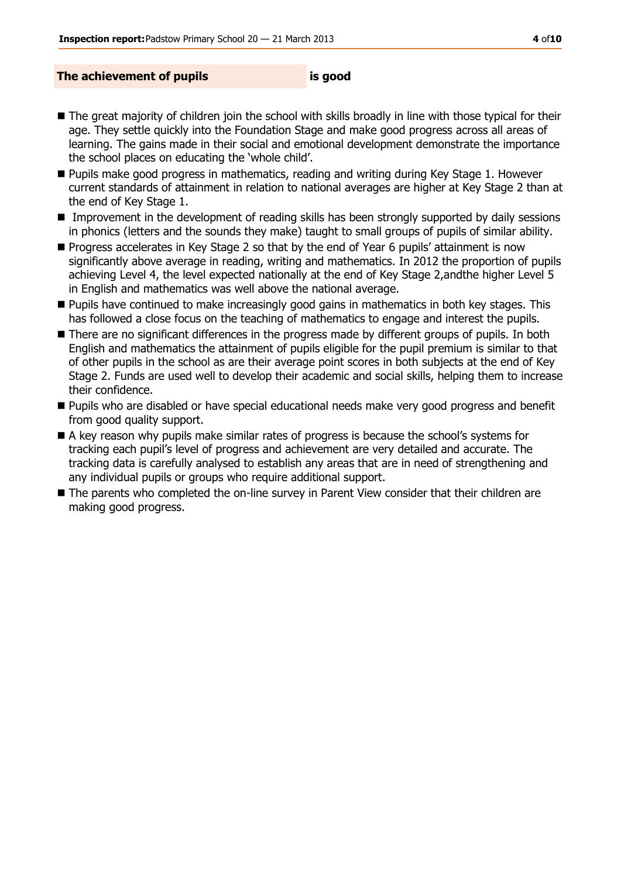## The achievement of pupils is good

- The great majority of children join the school with skills broadly in line with those typical for their age. They settle quickly into the Foundation Stage and make good progress across all areas of learning. The gains made in their social and emotional development demonstrate the importance the school places on educating the 'whole child'.
- Pupils make good progress in mathematics, reading and writing during Key Stage 1. However current standards of attainment in relation to national averages are higher at Key Stage 2 than at the end of Key Stage 1.
- Improvement in the development of reading skills has been strongly supported by daily sessions in phonics (letters and the sounds they make) taught to small groups of pupils of similar ability.
- Progress accelerates in Key Stage 2 so that by the end of Year 6 pupils' attainment is now significantly above average in reading, writing and mathematics. In 2012 the proportion of pupils achieving Level 4, the level expected nationally at the end of Key Stage 2,andthe higher Level 5 in English and mathematics was well above the national average.
- Pupils have continued to make increasingly good gains in mathematics in both key stages. This has followed a close focus on the teaching of mathematics to engage and interest the pupils.
- There are no significant differences in the progress made by different groups of pupils. In both English and mathematics the attainment of pupils eligible for the pupil premium is similar to that of other pupils in the school as are their average point scores in both subjects at the end of Key Stage 2. Funds are used well to develop their academic and social skills, helping them to increase their confidence.
- Pupils who are disabled or have special educational needs make very good progress and benefit from good quality support.
- A key reason why pupils make similar rates of progress is because the school's systems for tracking each pupil's level of progress and achievement are very detailed and accurate. The tracking data is carefully analysed to establish any areas that are in need of strengthening and any individual pupils or groups who require additional support.
- The parents who completed the on-line survey in Parent View consider that their children are making good progress.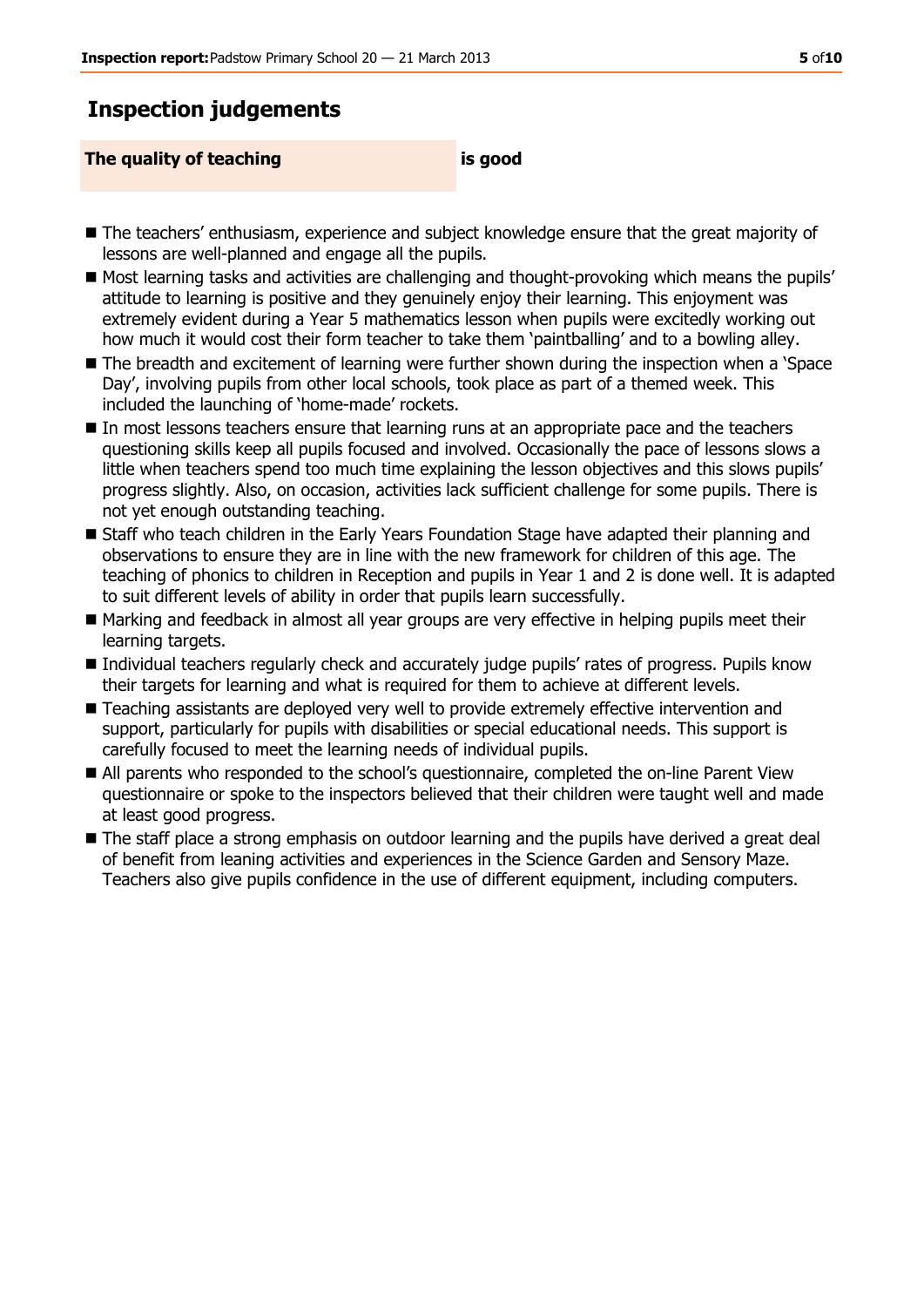## Inspection judgements

**The quality of teaching** **is good**

- The teachers' enthusiasm, experience and subject knowledge ensure that the great majority of lessons are well-planned and engage all the pupils.
- Most learning tasks and activities are challenging and thought-provoking which means the pupils' attitude to learning is positive and they genuinely enjoy their learning. This enjoyment was extremely evident during a Year 5 mathematics lesson when pupils were excitedly working out how much it would cost their form teacher to take them 'paintballing' and to a bowling alley.
- The breadth and excitement of learning were further shown during the inspection when a 'Space Day', involving pupils from other local schools, took place as part of a themed week. This included the launching of 'home-made' rockets.
- In most lessons teachers ensure that learning runs at an appropriate pace and the teachers questioning skills keep all pupils focused and involved. Occasionally the pace of lessons slows a little when teachers spend too much time explaining the lesson objectives and this slows pupils' progress slightly. Also, on occasion, activities lack sufficient challenge for some pupils. There is not yet enough outstanding teaching.
- Staff who teach children in the Early Years Foundation Stage have adapted their planning and observations to ensure they are in line with the new framework for children of this age. The teaching of phonics to children in Reception and pupils in Year 1 and 2 is done well. It is adapted to suit different levels of ability in order that pupils learn successfully.
- Marking and feedback in almost all year groups are very effective in helping pupils meet their learning targets.
- Individual teachers regularly check and accurately judge pupils' rates of progress. Pupils know their targets for learning and what is required for them to achieve at different levels.
- Teaching assistants are deployed very well to provide extremely effective intervention and support, particularly for pupils with disabilities or special educational needs. This support is carefully focused to meet the learning needs of individual pupils.
- All parents who responded to the school's questionnaire, completed the on-line Parent View questionnaire or spoke to the inspectors believed that their children were taught well and made at least good progress.
- The staff place a strong emphasis on outdoor learning and the pupils have derived a great deal of benefit from leaning activities and experiences in the Science Garden and Sensory Maze. Teachers also give pupils confidence in the use of different equipment, including computers.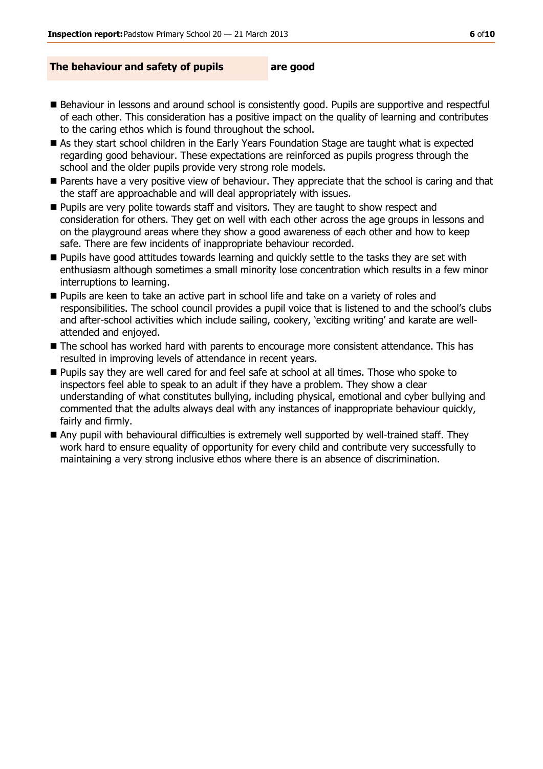## The behaviour and safety of pupils are good

- Behaviour in lessons and around school is consistently good. Pupils are supportive and respectful of each other. This consideration has a positive impact on the quality of learning and contributes to the caring ethos which is found throughout the school.
- As they start school children in the Early Years Foundation Stage are taught what is expected regarding good behaviour. These expectations are reinforced as pupils progress through the school and the older pupils provide very strong role models.
- Parents have a very positive view of behaviour. They appreciate that the school is caring and that the staff are approachable and will deal appropriately with issues.
- Pupils are very polite towards staff and visitors. They are taught to show respect and consideration for others. They get on well with each other across the age groups in lessons and on the playground areas where they show a good awareness of each other and how to keep safe. There are few incidents of inappropriate behaviour recorded.
- Pupils have good attitudes towards learning and quickly settle to the tasks they are set with enthusiasm although sometimes a small minority lose concentration which results in a few minor interruptions to learning.
- Pupils are keen to take an active part in school life and take on a variety of roles and responsibilities. The school council provides a pupil voice that is listened to and the school's clubs and after-school activities which include sailing, cookery, 'exciting writing' and karate are well-attended and enjoyed.
- The school has worked hard with parents to encourage more consistent attendance. This has resulted in improving levels of attendance in recent years.
- Pupils say they are well cared for and feel safe at school at all times. Those who spoke to inspectors feel able to speak to an adult if they have a problem. They show a clear understanding of what constitutes bullying, including physical, emotional and cyber bullying and commented that the adults always deal with any instances of inappropriate behaviour quickly, fairly and firmly.
- Any pupil with behavioural difficulties is extremely well supported by well-trained staff. They work hard to ensure equality of opportunity for every child and contribute very successfully to maintaining a very strong inclusive ethos where there is an absence of discrimination.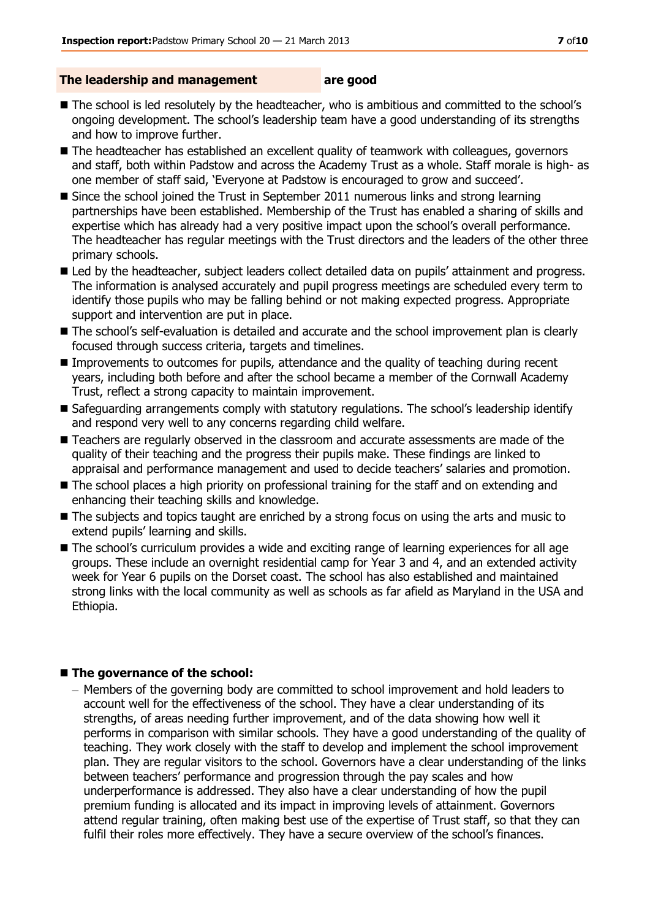## The leadership and management are good

- The school is led resolutely by the headteacher, who is ambitious and committed to the school's ongoing development. The school's leadership team have a good understanding of its strengths and how to improve further.
- The headteacher has established an excellent quality of teamwork with colleagues, governors and staff, both within Padstow and across the Academy Trust as a whole. Staff morale is high- as one member of staff said, 'Everyone at Padstow is encouraged to grow and succeed'.
- Since the school joined the Trust in September 2011 numerous links and strong learning partnerships have been established. Membership of the Trust has enabled a sharing of skills and expertise which has already had a very positive impact upon the school's overall performance. The headteacher has regular meetings with the Trust directors and the leaders of the other three primary schools.
- Led by the headteacher, subject leaders collect detailed data on pupils' attainment and progress. The information is analysed accurately and pupil progress meetings are scheduled every term to identify those pupils who may be falling behind or not making expected progress. Appropriate support and intervention are put in place.
- The school's self-evaluation is detailed and accurate and the school improvement plan is clearly focused through success criteria, targets and timelines.
- Improvements to outcomes for pupils, attendance and the quality of teaching during recent years, including both before and after the school became a member of the Cornwall Academy Trust, reflect a strong capacity to maintain improvement.
- Safeguarding arrangements comply with statutory regulations. The school's leadership identify and respond very well to any concerns regarding child welfare.
- Teachers are regularly observed in the classroom and accurate assessments are made of the quality of their teaching and the progress their pupils make. These findings are linked to appraisal and performance management and used to decide teachers' salaries and promotion.
- The school places a high priority on professional training for the staff and on extending and enhancing their teaching skills and knowledge.
- The subjects and topics taught are enriched by a strong focus on using the arts and music to extend pupils' learning and skills.
- The school's curriculum provides a wide and exciting range of learning experiences for all age groups. These include an overnight residential camp for Year 3 and 4, and an extended activity week for Year 6 pupils on the Dorset coast. The school has also established and maintained strong links with the local community as well as schools as far afield as Maryland in the USA and Ethiopia.

- **The governance of the school:**
  - Members of the governing body are committed to school improvement and hold leaders to account well for the effectiveness of the school. They have a clear understanding of its strengths, of areas needing further improvement, and of the data showing how well it performs in comparison with similar schools. They have a good understanding of the quality of teaching. They work closely with the staff to develop and implement the school improvement plan. They are regular visitors to the school. Governors have a clear understanding of the links between teachers' performance and progression through the pay scales and how underperformance is addressed. They also have a clear understanding of how the pupil premium funding is allocated and its impact in improving levels of attainment. Governors attend regular training, often making best use of the expertise of Trust staff, so that they can fulfil their roles more effectively. They have a secure overview of the school's finances.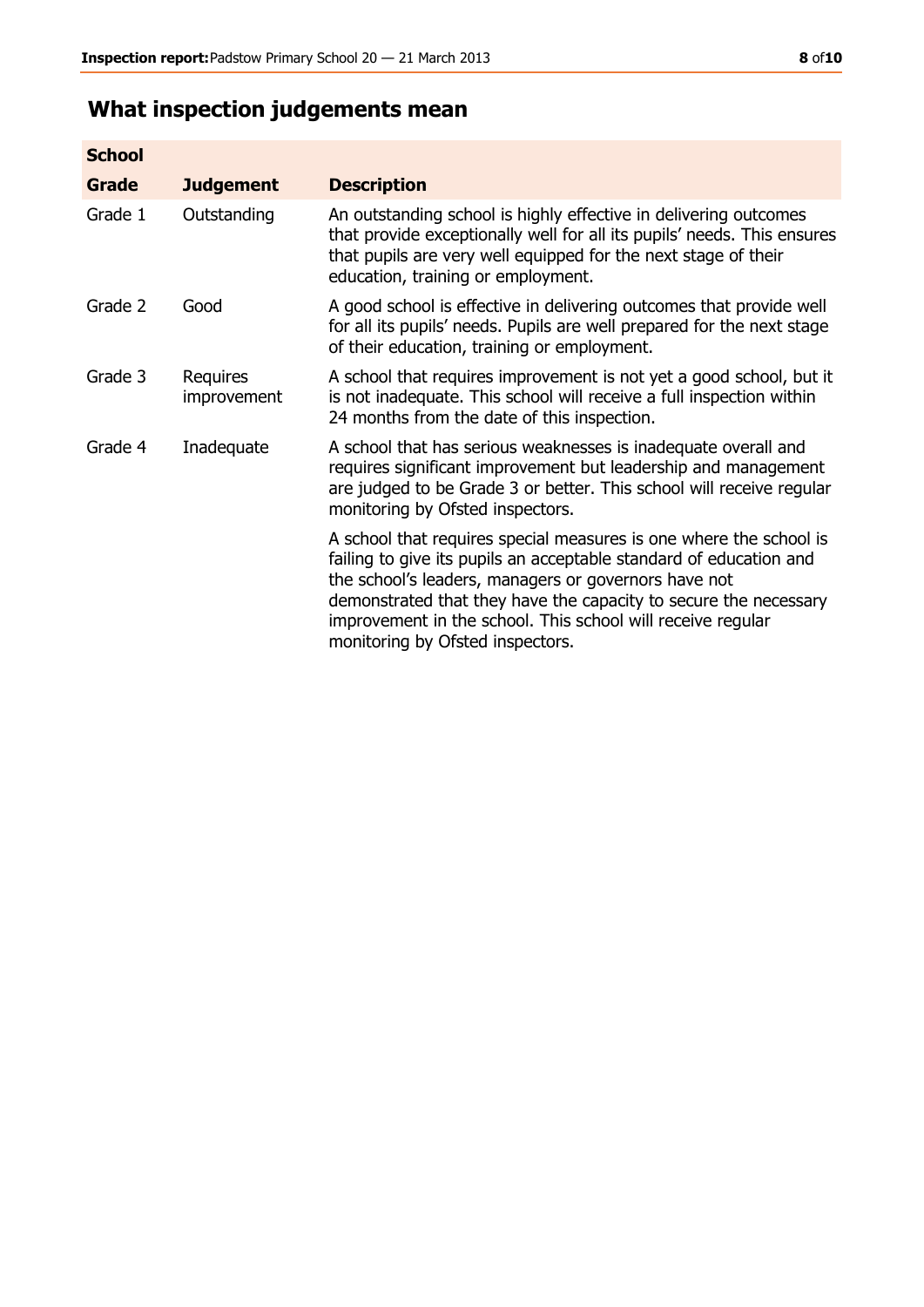## What inspection judgements mean

| School Grade | Judgement | Description |
| --- | --- | --- |
| Grade 1 | Outstanding | An outstanding school is highly effective in delivering outcomes that provide exceptionally well for all its pupils' needs. This ensures that pupils are very well equipped for the next stage of their education, training or employment. |
| Grade 2 | Good | A good school is effective in delivering outcomes that provide well for all its pupils' needs. Pupils are well prepared for the next stage of their education, training or employment. |
| Grade 3 | Requires improvement | A school that requires improvement is not yet a good school, but it is not inadequate. This school will receive a full inspection within 24 months from the date of this inspection. |
| Grade 4 | Inadequate | A school that has serious weaknesses is inadequate overall and requires significant improvement but leadership and management are judged to be Grade 3 or better. This school will receive regular monitoring by Ofsted inspectors. |
| | | A school that requires special measures is one where the school is failing to give its pupils an acceptable standard of education and the school's leaders, managers or governors have not demonstrated that they have the capacity to secure the necessary improvement in the school. This school will receive regular monitoring by Ofsted inspectors. |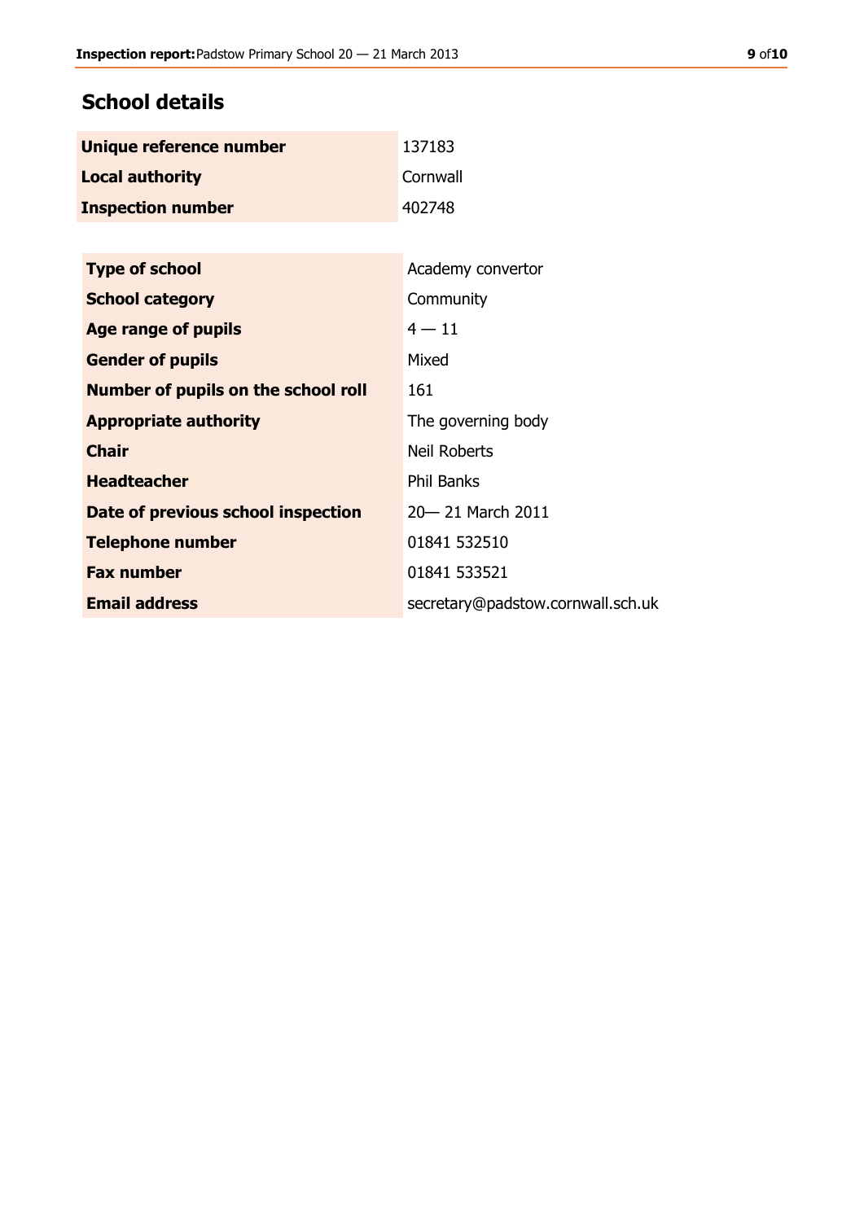## School details

| | |
|---|---|
| **Unique reference number** | 137183 |
| **Local authority** | Cornwall |
| **Inspection number** | 402748 |

| | |
|---|---|
| **Type of school** | Academy convertor |
| **School category** | Community |
| **Age range of pupils** | 4 — 11 |
| **Gender of pupils** | Mixed |
| **Number of pupils on the school roll** | 161 |
| **Appropriate authority** | The governing body |
| **Chair** | Neil Roberts |
| **Headteacher** | Phil Banks |
| **Date of previous school inspection** | 20— 21 March 2011 |
| **Telephone number** | 01841 532510 |
| **Fax number** | 01841 533521 |
| **Email address** | secretary@padstow.cornwall.sch.uk |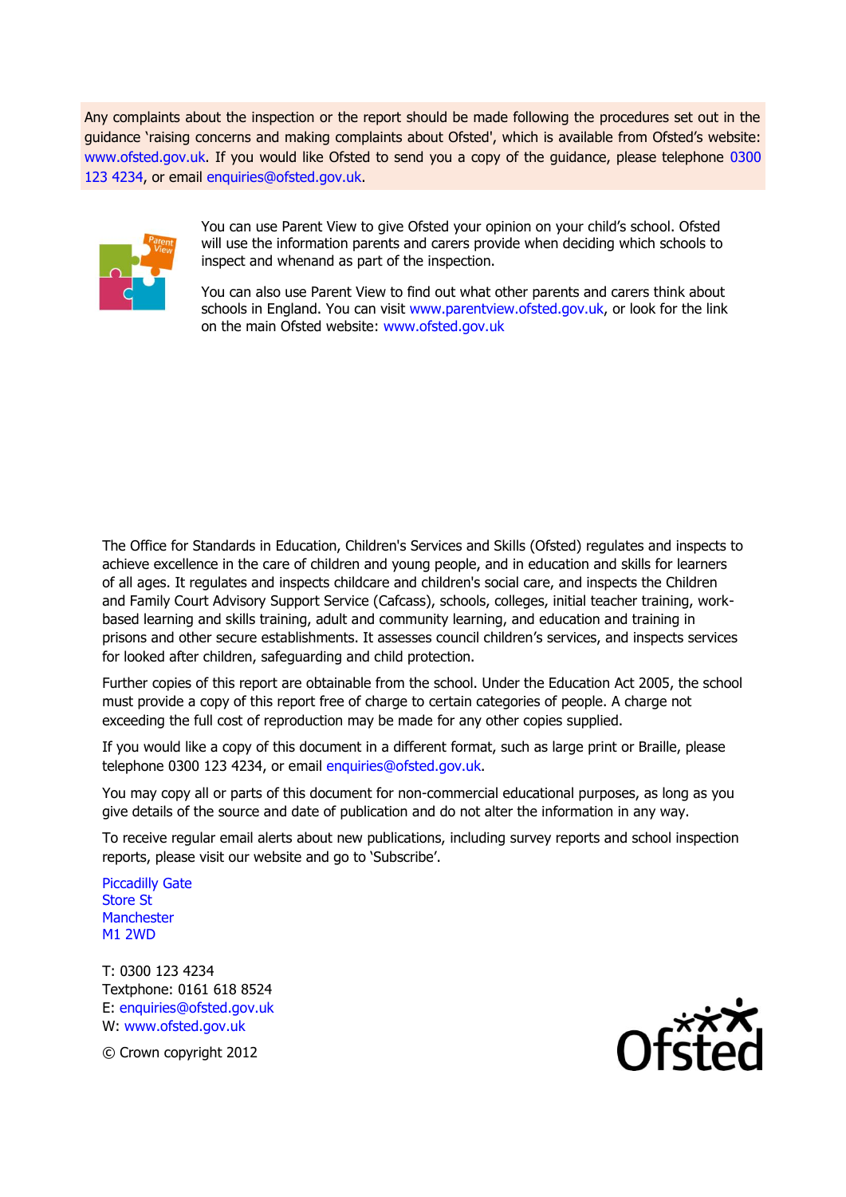Any complaints about the inspection or the report should be made following the procedures set out in the guidance 'raising concerns and making complaints about Ofsted', which is available from Ofsted's website: www.ofsted.gov.uk. If you would like Ofsted to send you a copy of the guidance, please telephone 0300 123 4234, or email enquiries@ofsted.gov.uk.

You can use Parent View to give Ofsted your opinion on your child's school. Ofsted will use the information parents and carers provide when deciding which schools to inspect and whenand as part of the inspection.

You can also use Parent View to find out what other parents and carers think about schools in England. You can visit www.parentview.ofsted.gov.uk, or look for the link on the main Ofsted website: www.ofsted.gov.uk

The Office for Standards in Education, Children's Services and Skills (Ofsted) regulates and inspects to achieve excellence in the care of children and young people, and in education and skills for learners of all ages. It regulates and inspects childcare and children's social care, and inspects the Children and Family Court Advisory Support Service (Cafcass), schools, colleges, initial teacher training, work-based learning and skills training, adult and community learning, and education and training in prisons and other secure establishments. It assesses council children's services, and inspects services for looked after children, safeguarding and child protection.

Further copies of this report are obtainable from the school. Under the Education Act 2005, the school must provide a copy of this report free of charge to certain categories of people. A charge not exceeding the full cost of reproduction may be made for any other copies supplied.

If you would like a copy of this document in a different format, such as large print or Braille, please telephone 0300 123 4234, or email enquiries@ofsted.gov.uk.

You may copy all or parts of this document for non-commercial educational purposes, as long as you give details of the source and date of publication and do not alter the information in any way.

To receive regular email alerts about new publications, including survey reports and school inspection reports, please visit our website and go to 'Subscribe'.

Piccadilly Gate  
Store St  
Manchester  
M1 2WD

T: 0300 123 4234  
Textphone: 0161 618 8524  
E: enquiries@ofsted.gov.uk  
W: www.ofsted.gov.uk

© Crown copyright 2012